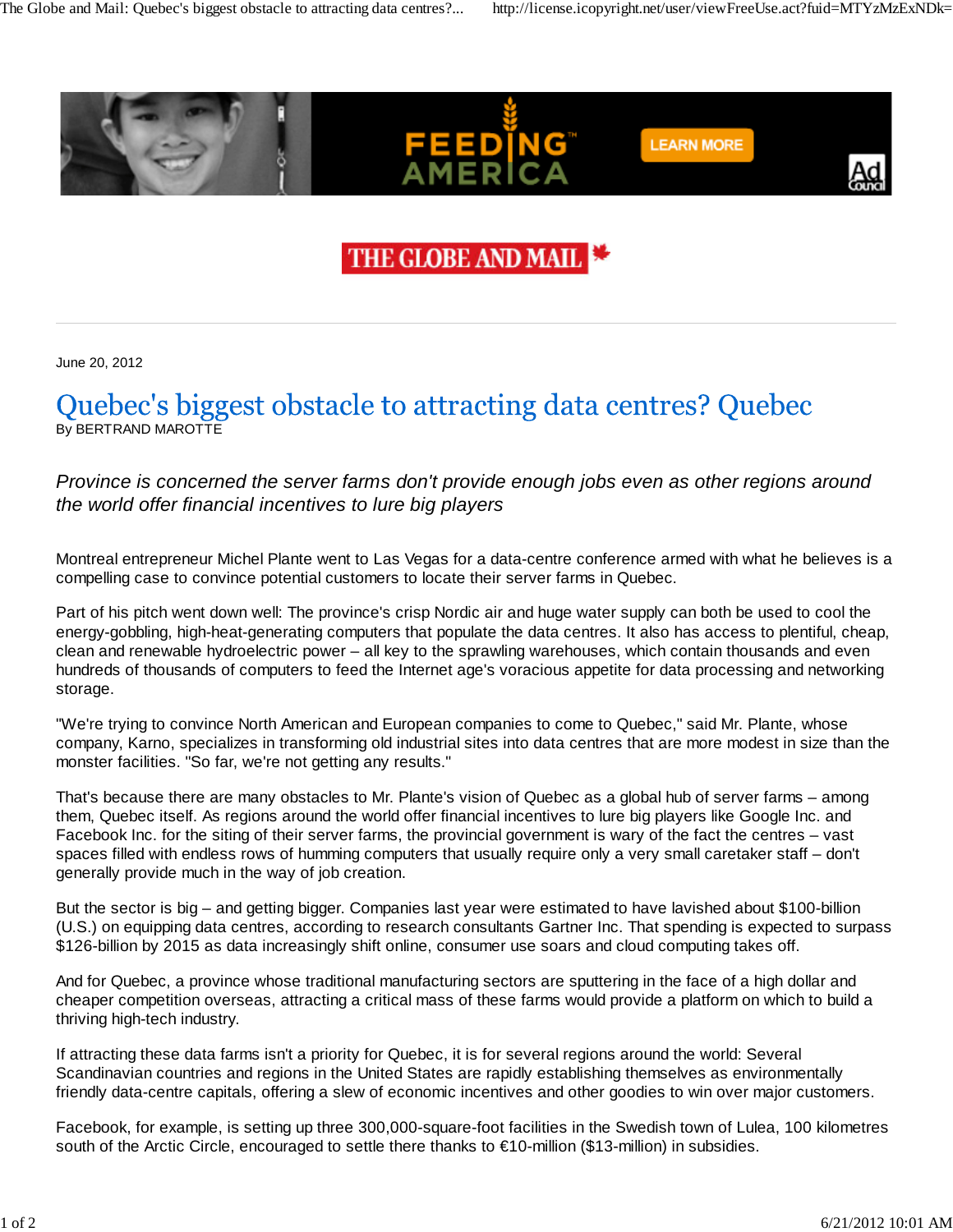June 20, 2012

# Quebec's biggest obstacle to attracting data centres? Quebec

By BERTRAND MAROTTE

*Province is concerned the server farms don't provide enough jobs even as other regions around the world offer financial incentives to lure big players*

Montreal entrepreneur Michel Plante went to Las Vegas for a data-centre conference armed with what he believes is a compelling case to convince potential customers to locate their server farms in Quebec.

Part of his pitch went down well: The province's crisp Nordic air and huge water supply can both be used to cool the energy-gobbling, high-heat-generating computers that populate the data centres. It also has access to plentiful, cheap, clean and renewable hydroelectric power – all key to the sprawling warehouses, which contain thousands and even hundreds of thousands of computers to feed the Internet age's voracious appetite for data processing and networking storage.

"We're trying to convince North American and European companies to come to Quebec," said Mr. Plante, whose company, Karno, specializes in transforming old industrial sites into data centres that are more modest in size than the monster facilities. "So far, we're not getting any results."

That's because there are many obstacles to Mr. Plante's vision of Quebec as a global hub of server farms – among them, Quebec itself. As regions around the world offer financial incentives to lure big players like Google Inc. and Facebook Inc. for the siting of their server farms, the provincial government is wary of the fact the centres – vast spaces filled with endless rows of humming computers that usually require only a very small caretaker staff – don't generally provide much in the way of job creation.

But the sector is big – and getting bigger. Companies last year were estimated to have lavished about $100-billion (U.S.) on equipping data centres, according to research consultants Gartner Inc. That spending is expected to surpass $126-billion by 2015 as data increasingly shift online, consumer use soars and cloud computing takes off.

And for Quebec, a province whose traditional manufacturing sectors are sputtering in the face of a high dollar and cheaper competition overseas, attracting a critical mass of these farms would provide a platform on which to build a thriving high-tech industry.

If attracting these data farms isn't a priority for Quebec, it is for several regions around the world: Several Scandinavian countries and regions in the United States are rapidly establishing themselves as environmentally friendly data-centre capitals, offering a slew of economic incentives and other goodies to win over major customers.

Facebook, for example, is setting up three 300,000-square-foot facilities in the Swedish town of Lulea, 100 kilometres south of the Arctic Circle, encouraged to settle there thanks to €10-million ($13-million) in subsidies.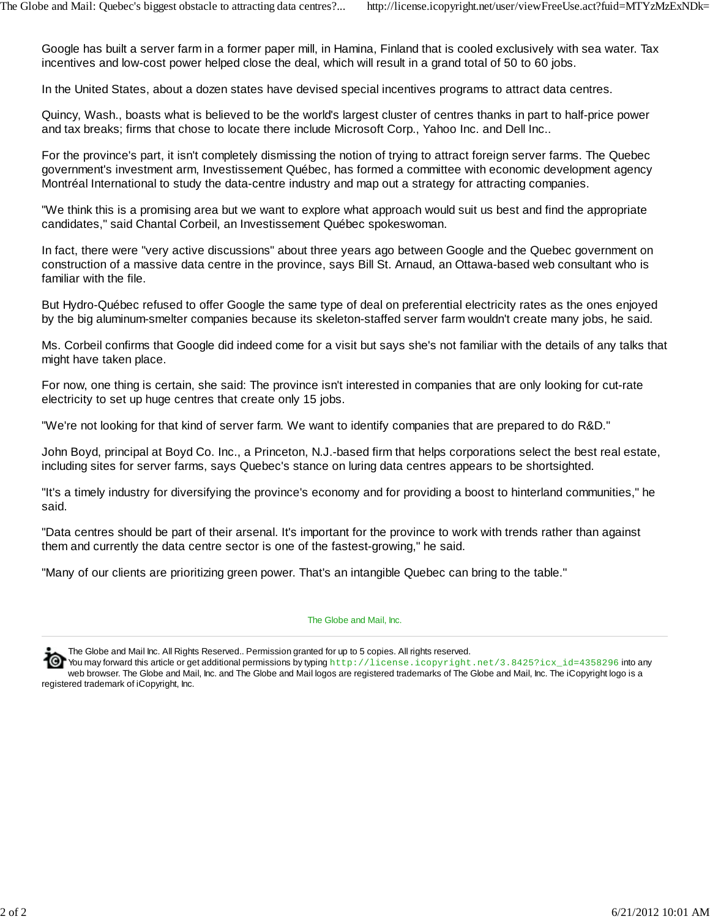Google has built a server farm in a former paper mill, in Hamina, Finland that is cooled exclusively with sea water. Tax incentives and low-cost power helped close the deal, which will result in a grand total of 50 to 60 jobs.

In the United States, about a dozen states have devised special incentives programs to attract data centres.

Quincy, Wash., boasts what is believed to be the world's largest cluster of centres thanks in part to half-price power and tax breaks; firms that chose to locate there include Microsoft Corp., Yahoo Inc. and Dell Inc..

For the province's part, it isn't completely dismissing the notion of trying to attract foreign server farms. The Quebec government's investment arm, Investissement Québec, has formed a committee with economic development agency Montréal International to study the data-centre industry and map out a strategy for attracting companies.

"We think this is a promising area but we want to explore what approach would suit us best and find the appropriate candidates," said Chantal Corbeil, an Investissement Québec spokeswoman.

In fact, there were "very active discussions" about three years ago between Google and the Quebec government on construction of a massive data centre in the province, says Bill St. Arnaud, an Ottawa-based web consultant who is familiar with the file.

But Hydro-Québec refused to offer Google the same type of deal on preferential electricity rates as the ones enjoyed by the big aluminum-smelter companies because its skeleton-staffed server farm wouldn't create many jobs, he said.

Ms. Corbeil confirms that Google did indeed come for a visit but says she's not familiar with the details of any talks that might have taken place.

For now, one thing is certain, she said: The province isn't interested in companies that are only looking for cut-rate electricity to set up huge centres that create only 15 jobs.

"We're not looking for that kind of server farm. We want to identify companies that are prepared to do R&D."

John Boyd, principal at Boyd Co. Inc., a Princeton, N.J.-based firm that helps corporations select the best real estate, including sites for server farms, says Quebec's stance on luring data centres appears to be shortsighted.

"It's a timely industry for diversifying the province's economy and for providing a boost to hinterland communities," he said.

"Data centres should be part of their arsenal. It's important for the province to work with trends rather than against them and currently the data centre sector is one of the fastest-growing," he said.

"Many of our clients are prioritizing green power. That's an intangible Quebec can bring to the table."

The Globe and Mail, Inc.

---

The Globe and Mail Inc. All Rights Reserved.. Permission granted for up to 5 copies. All rights reserved.
You may forward this article or get additional permissions by typing http://license.icopyright.net/3.8425?icx_id=4358296 into any web browser. The Globe and Mail, Inc. and The Globe and Mail logos are registered trademarks of The Globe and Mail, Inc. The iCopyright logo is a registered trademark of iCopyright, Inc.